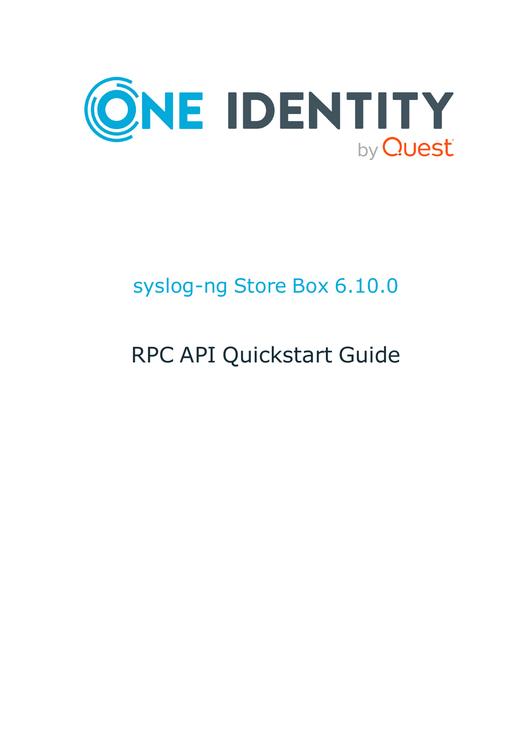ONE IDENTITY by Quest

# syslog-ng Store Box 6.10.0

# RPC API Quickstart Guide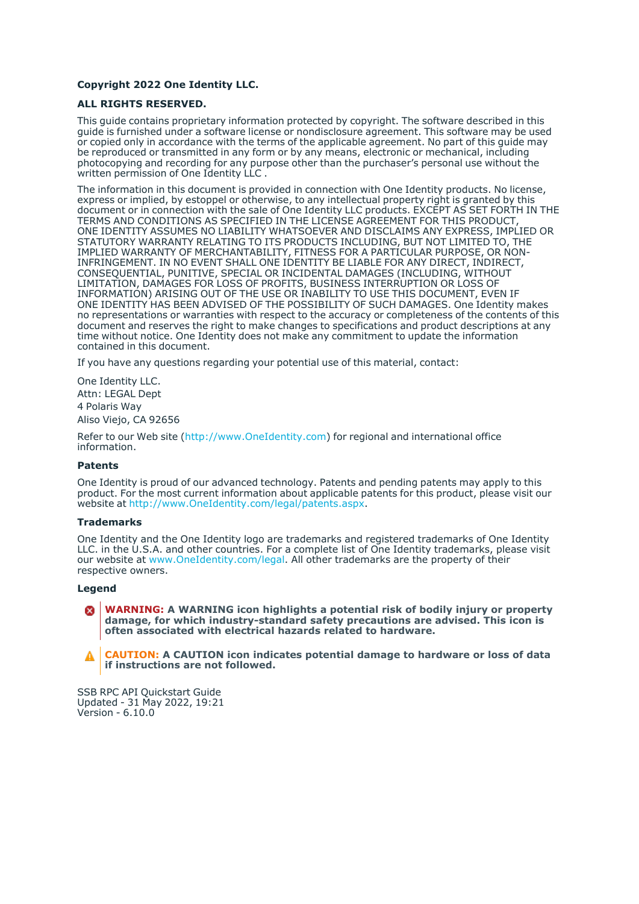**Copyright 2022 One Identity LLC.**

**ALL RIGHTS RESERVED.**

This guide contains proprietary information protected by copyright. The software described in this guide is furnished under a software license or nondisclosure agreement. This software may be used or copied only in accordance with the terms of the applicable agreement. No part of this guide may be reproduced or transmitted in any form or by any means, electronic or mechanical, including photocopying and recording for any purpose other than the purchaser's personal use without the written permission of One Identity LLC .

The information in this document is provided in connection with One Identity products. No license, express or implied, by estoppel or otherwise, to any intellectual property right is granted by this document or in connection with the sale of One Identity LLC products. EXCEPT AS SET FORTH IN THE TERMS AND CONDITIONS AS SPECIFIED IN THE LICENSE AGREEMENT FOR THIS PRODUCT, ONE IDENTITY ASSUMES NO LIABILITY WHATSOEVER AND DISCLAIMS ANY EXPRESS, IMPLIED OR STATUTORY WARRANTY RELATING TO ITS PRODUCTS INCLUDING, BUT NOT LIMITED TO, THE IMPLIED WARRANTY OF MERCHANTABILITY, FITNESS FOR A PARTICULAR PURPOSE, OR NON-INFRINGEMENT. IN NO EVENT SHALL ONE IDENTITY BE LIABLE FOR ANY DIRECT, INDIRECT, CONSEQUENTIAL, PUNITIVE, SPECIAL OR INCIDENTAL DAMAGES (INCLUDING, WITHOUT LIMITATION, DAMAGES FOR LOSS OF PROFITS, BUSINESS INTERRUPTION OR LOSS OF INFORMATION) ARISING OUT OF THE USE OR INABILITY TO USE THIS DOCUMENT, EVEN IF ONE IDENTITY HAS BEEN ADVISED OF THE POSSIBILITY OF SUCH DAMAGES. One Identity makes no representations or warranties with respect to the accuracy or completeness of the contents of this document and reserves the right to make changes to specifications and product descriptions at any time without notice. One Identity does not make any commitment to update the information contained in this document.

If you have any questions regarding your potential use of this material, contact:

One Identity LLC.
Attn: LEGAL Dept
4 Polaris Way
Aliso Viejo, CA 92656

Refer to our Web site (http://www.OneIdentity.com) for regional and international office information.

### Patents

One Identity is proud of our advanced technology. Patents and pending patents may apply to this product. For the most current information about applicable patents for this product, please visit our website at http://www.OneIdentity.com/legal/patents.aspx.

### Trademarks

One Identity and the One Identity logo are trademarks and registered trademarks of One Identity LLC. in the U.S.A. and other countries. For a complete list of One Identity trademarks, please visit our website at www.OneIdentity.com/legal. All other trademarks are the property of their respective owners.

### Legend

**WARNING: A WARNING icon highlights a potential risk of bodily injury or property damage, for which industry-standard safety precautions are advised. This icon is often associated with electrical hazards related to hardware.**

**CAUTION: A CAUTION icon indicates potential damage to hardware or loss of data if instructions are not followed.**

SSB RPC API Quickstart Guide
Updated - 31 May 2022, 19:21
Version - 6.10.0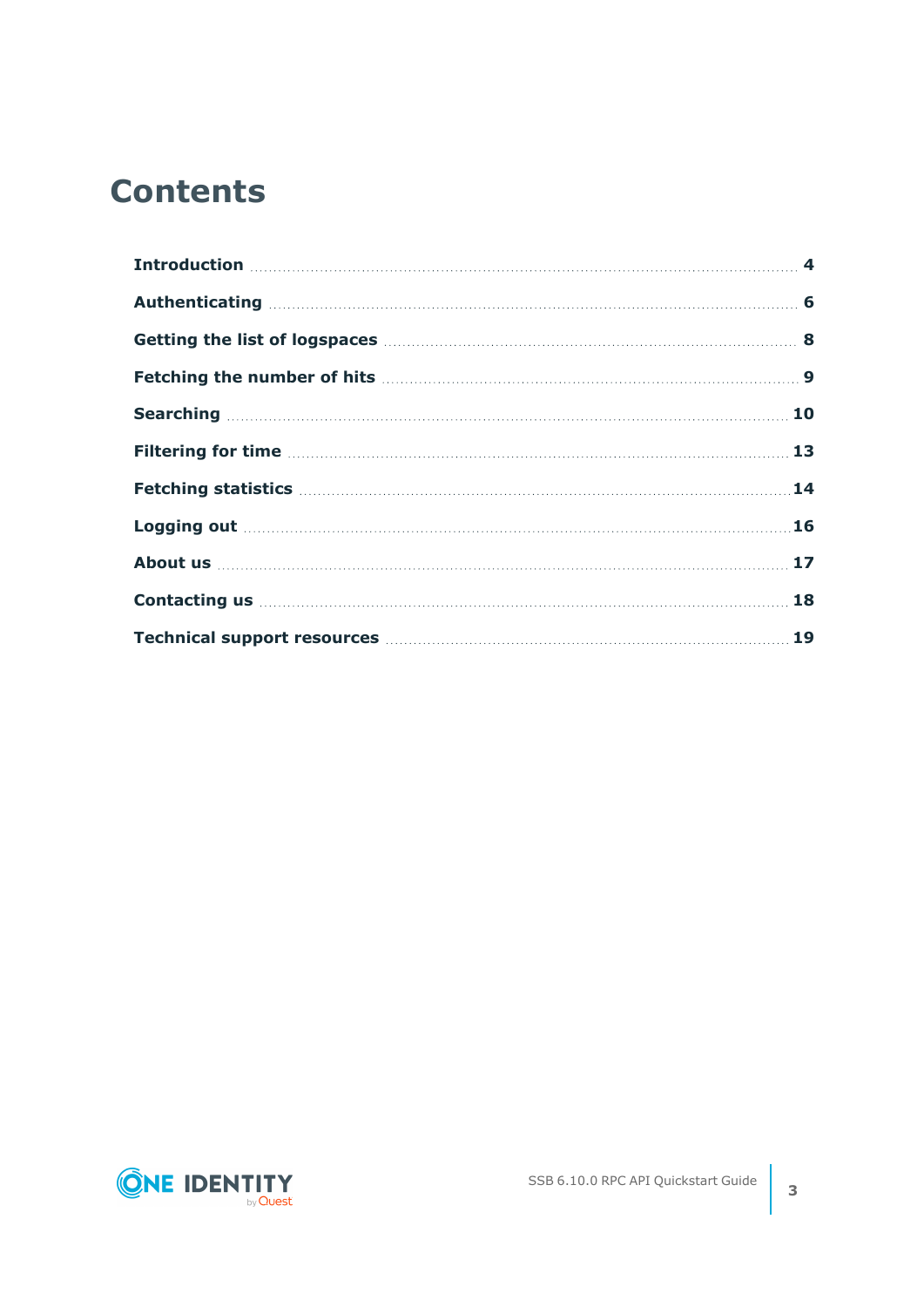# Contents

| | |
|---|---|
| **Introduction** | **4** |
| **Authenticating** | **6** |
| **Getting the list of logspaces** | **8** |
| **Fetching the number of hits** | **9** |
| **Searching** | **10** |
| **Filtering for time** | **13** |
| **Fetching statistics** | **14** |
| **Logging out** | **16** |
| **About us** | **17** |
| **Contacting us** | **18** |
| **Technical support resources** | **19** |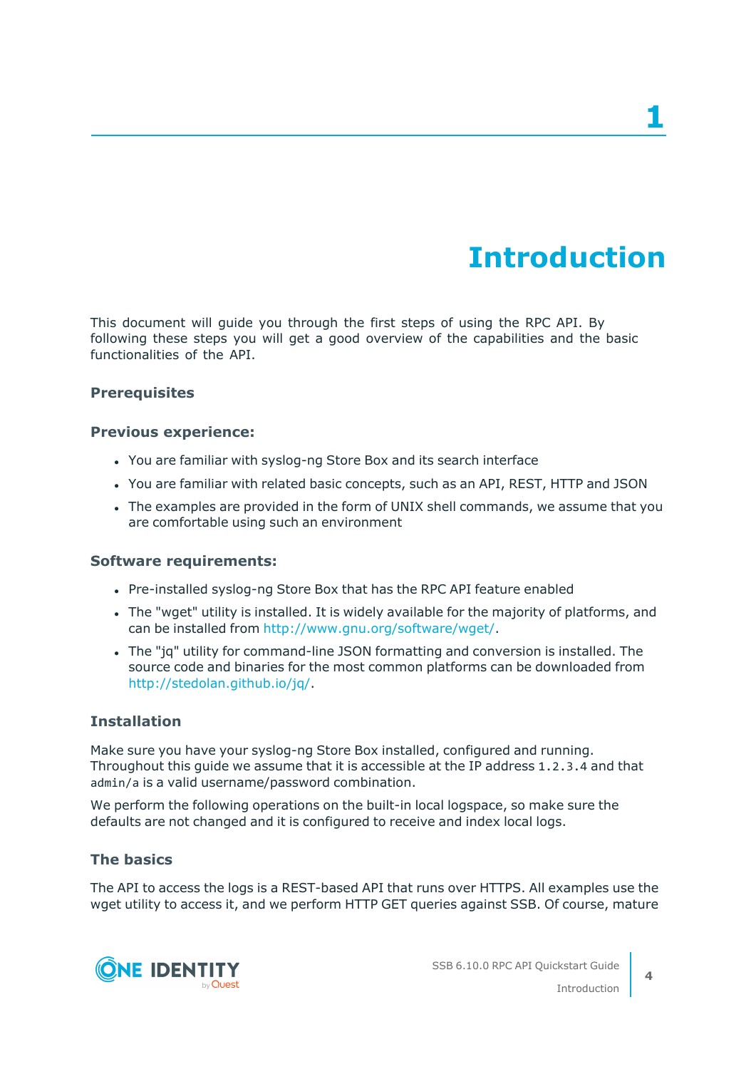# 1 Introduction

This document will guide you through the first steps of using the RPC API. By following these steps you will get a good overview of the capabilities and the basic functionalities of the API.

### Prerequisites

### Previous experience:

- You are familiar with syslog-ng Store Box and its search interface
- You are familiar with related basic concepts, such as an API, REST, HTTP and JSON
- The examples are provided in the form of UNIX shell commands, we assume that you are comfortable using such an environment

### Software requirements:

- Pre-installed syslog-ng Store Box that has the RPC API feature enabled
- The "wget" utility is installed. It is widely available for the majority of platforms, and can be installed from http://www.gnu.org/software/wget/.
- The "jq" utility for command-line JSON formatting and conversion is installed. The source code and binaries for the most common platforms can be downloaded from http://stedolan.github.io/jq/.

### Installation

Make sure you have your syslog-ng Store Box installed, configured and running. Throughout this guide we assume that it is accessible at the IP address `1.2.3.4` and that `admin/a` is a valid username/password combination.

We perform the following operations on the built-in local logspace, so make sure the defaults are not changed and it is configured to receive and index local logs.

### The basics

The API to access the logs is a REST-based API that runs over HTTPS. All examples use the wget utility to access it, and we perform HTTP GET queries against SSB. Of course, mature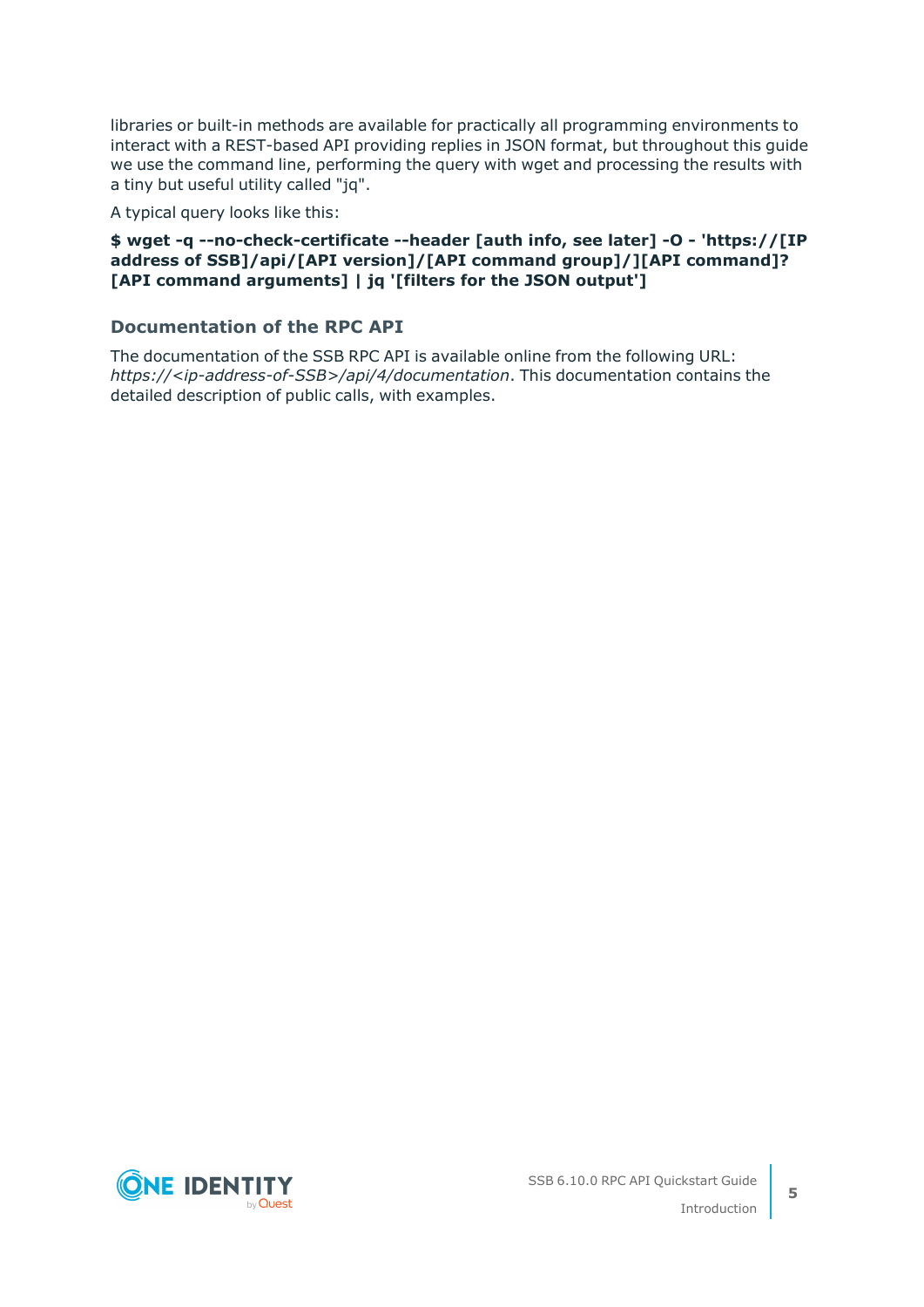libraries or built-in methods are available for practically all programming environments to interact with a REST-based API providing replies in JSON format, but throughout this guide we use the command line, performing the query with wget and processing the results with a tiny but useful utility called "jq".

A typical query looks like this:

**$ wget -q --no-check-certificate --header [auth info, see later] -O - 'https://[IP address of SSB]/api/[API version]/[API command group]/][API command]?[API command arguments] | jq '[filters for the JSON output']**

### Documentation of the RPC API

The documentation of the SSB RPC API is available online from the following URL: *https://<ip-address-of-SSB>/api/4/documentation*. This documentation contains the detailed description of public calls, with examples.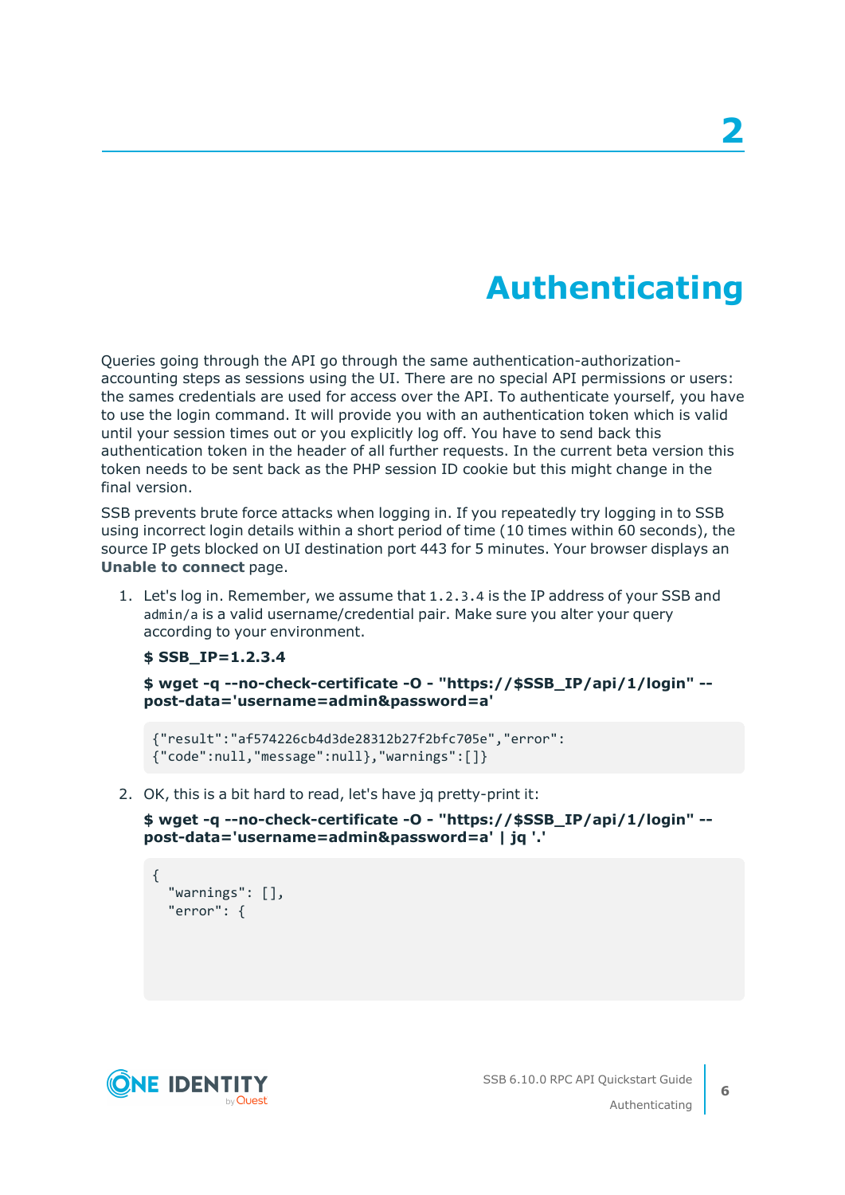# 2 Authenticating

Queries going through the API go through the same authentication-authorization-accounting steps as sessions using the UI. There are no special API permissions or users: the sames credentials are used for access over the API. To authenticate yourself, you have to use the login command. It will provide you with an authentication token which is valid until your session times out or you explicitly log off. You have to send back this authentication token in the header of all further requests. In the current beta version this token needs to be sent back as the PHP session ID cookie but this might change in the final version.

SSB prevents brute force attacks when logging in. If you repeatedly try logging in to SSB using incorrect login details within a short period of time (10 times within 60 seconds), the source IP gets blocked on UI destination port 443 for 5 minutes. Your browser displays an **Unable to connect** page.

1. Let's log in. Remember, we assume that `1.2.3.4` is the IP address of your SSB and `admin/a` is a valid username/credential pair. Make sure you alter your query according to your environment.

   **$ SSB_IP=1.2.3.4**

   **$ wget -q --no-check-certificate -O - "https://$SSB_IP/api/1/login" --post-data='username=admin&password=a'**

   ```
   {"result":"af574226cb4d3de28312b27f2bfc705e","error":
   {"code":null,"message":null},"warnings":[]}
   ```

2. OK, this is a bit hard to read, let's have jq pretty-print it:

   **$ wget -q --no-check-certificate -O - "https://$SSB_IP/api/1/login" --post-data='username=admin&password=a' | jq '.'**

   ```
   {
     "warnings": [],
     "error": {
   ```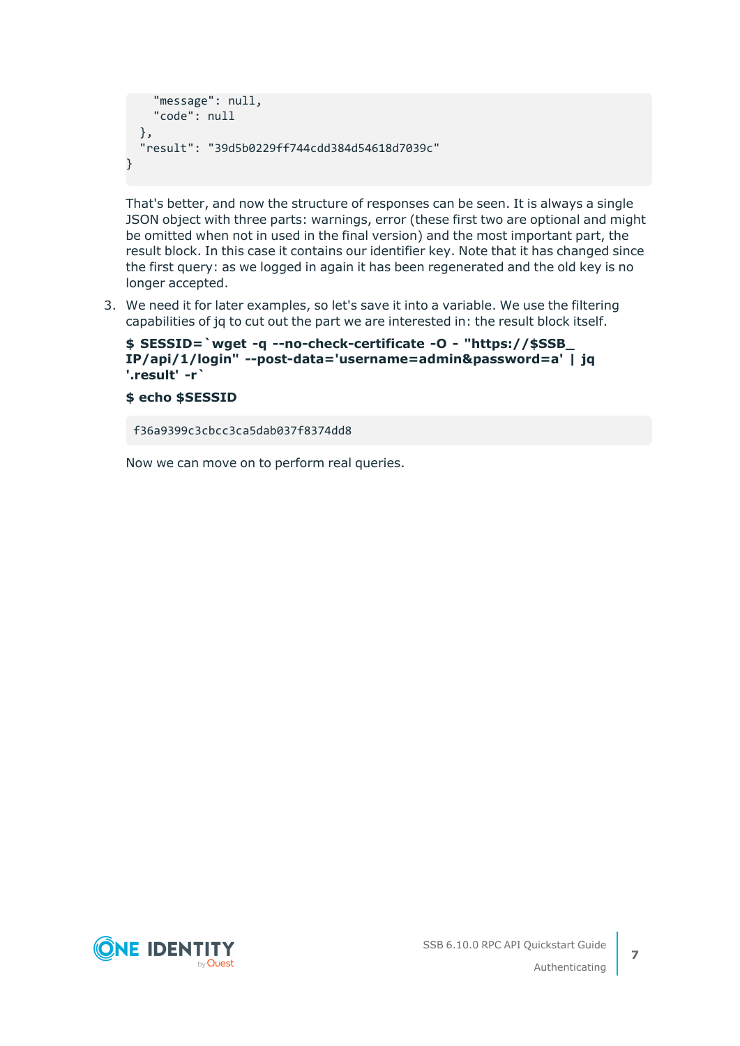```
    "message": null,
    "code": null
  },
  "result": "39d5b0229ff744cdd384d54618d7039c"
}
```

That's better, and now the structure of responses can be seen. It is always a single JSON object with three parts: warnings, error (these first two are optional and might be omitted when not in used in the final version) and the most important part, the result block. In this case it contains our identifier key. Note that it has changed since the first query: as we logged in again it has been regenerated and the old key is no longer accepted.

3. We need it for later examples, so let's save it into a variable. We use the filtering capabilities of jq to cut out the part we are interested in: the result block itself.

   **$ SESSID=`wget -q --no-check-certificate -O - "https://$SSB_IP/api/1/login" --post-data='username=admin&password=a' | jq '.result' -r`**

   **$ echo $SESSID**

   ```
   f36a9399c3cbcc3ca5dab037f8374dd8
   ```

   Now we can move on to perform real queries.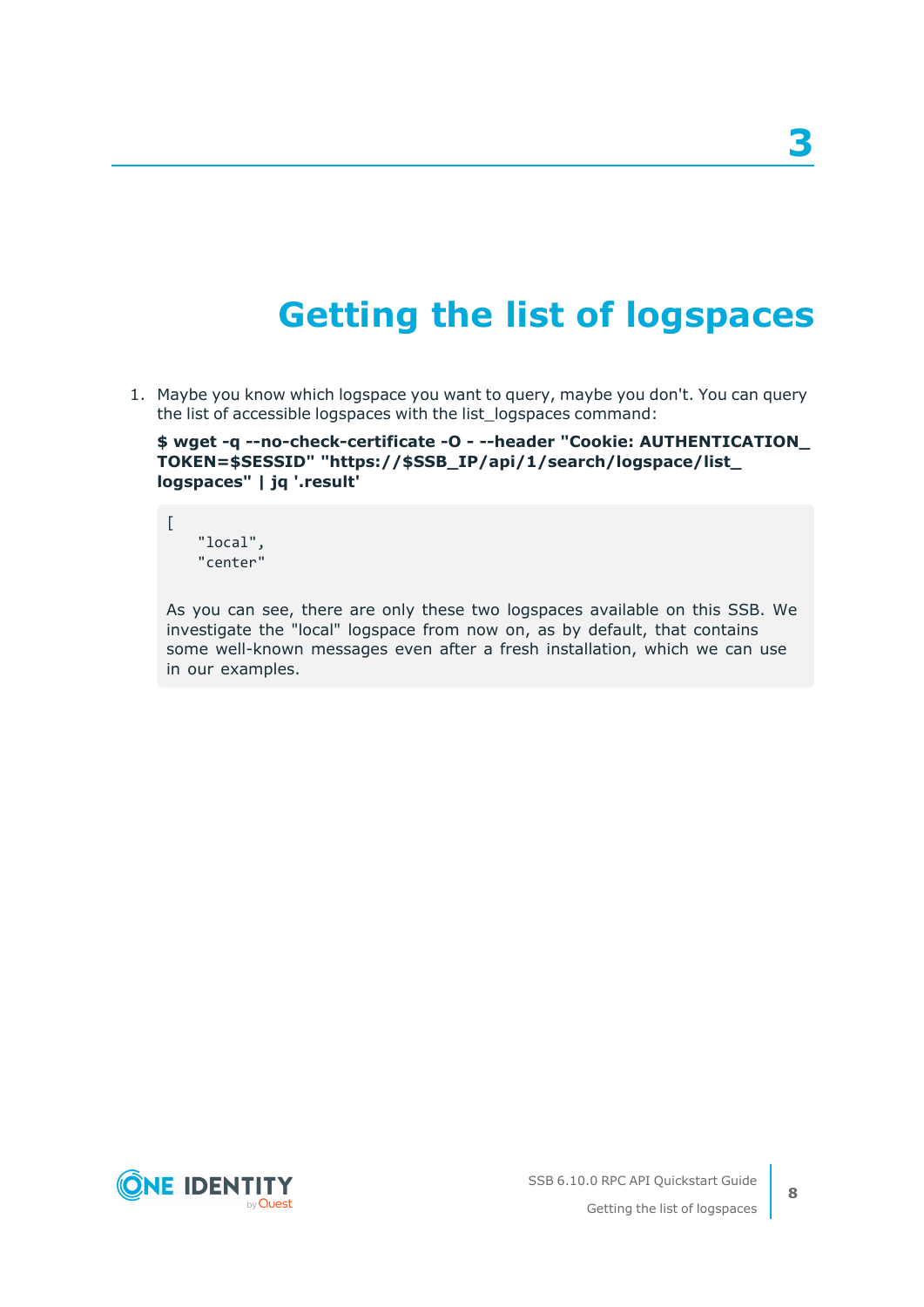# 3

# Getting the list of logspaces

1. Maybe you know which logspace you want to query, maybe you don't. You can query the list of accessible logspaces with the list_logspaces command:

   **$ wget -q --no-check-certificate -O - --header "Cookie: AUTHENTICATION_TOKEN=$SESSID" "https://$SSB_IP/api/1/search/logspace/list_logspaces" | jq '.result'**

   ```
   [
       "local",
       "center"
   ```

   As you can see, there are only these two logspaces available on this SSB. We investigate the "local" logspace from now on, as by default, that contains some well-known messages even after a fresh installation, which we can use in our examples.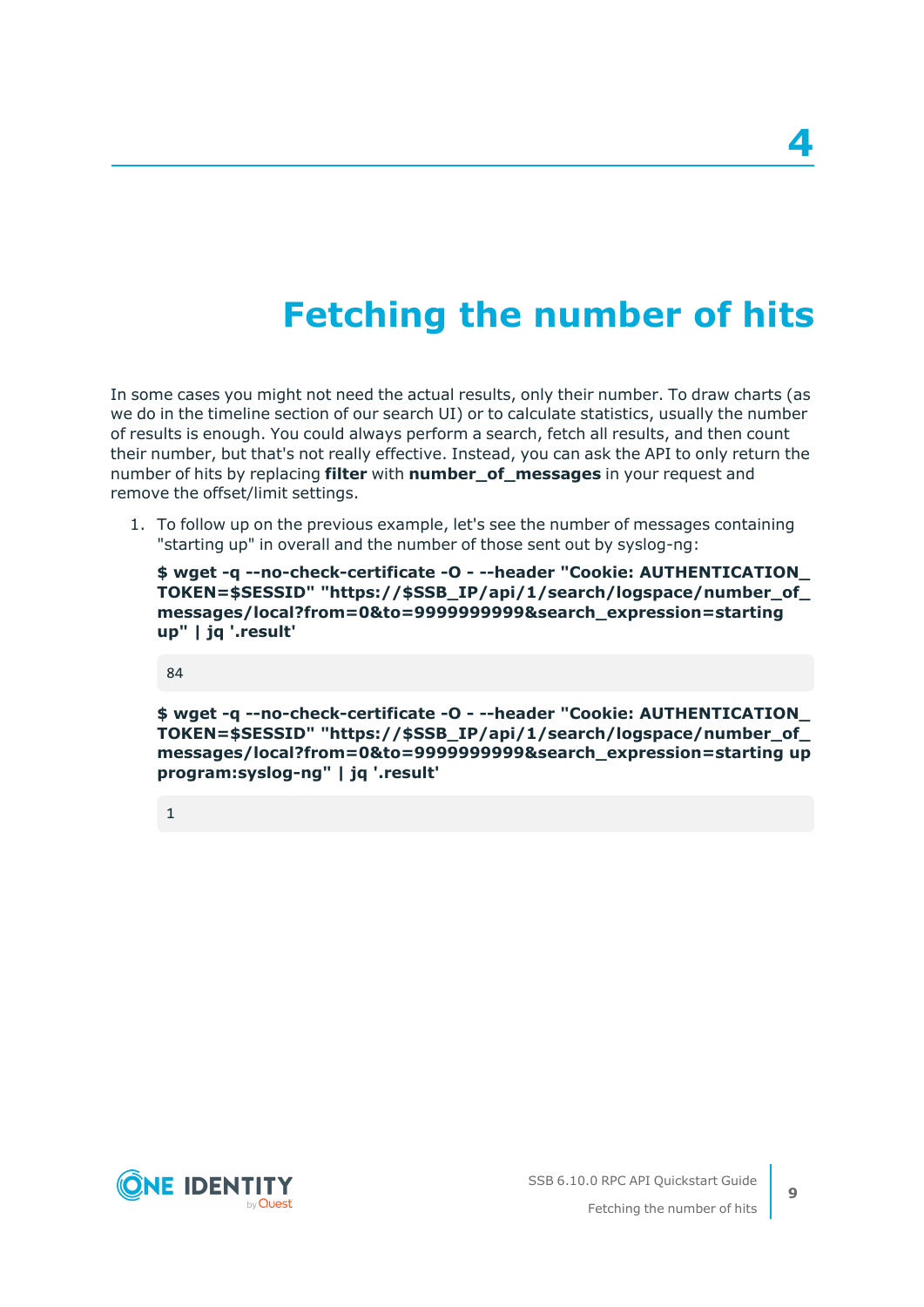# 4 Fetching the number of hits

In some cases you might not need the actual results, only their number. To draw charts (as we do in the timeline section of our search UI) or to calculate statistics, usually the number of results is enough. You could always perform a search, fetch all results, and then count their number, but that's not really effective. Instead, you can ask the API to only return the number of hits by replacing **filter** with **number_of_messages** in your request and remove the offset/limit settings.

1. To follow up on the previous example, let's see the number of messages containing "starting up" in overall and the number of those sent out by syslog-ng:

   **$ wget -q --no-check-certificate -O - --header "Cookie: AUTHENTICATION_TOKEN=$SESSID" "https://$SSB_IP/api/1/search/logspace/number_of_messages/local?from=0&to=9999999999&search_expression=starting up" | jq '.result'**

   ```
   84
   ```

   **$ wget -q --no-check-certificate -O - --header "Cookie: AUTHENTICATION_TOKEN=$SESSID" "https://$SSB_IP/api/1/search/logspace/number_of_messages/local?from=0&to=9999999999&search_expression=starting up program:syslog-ng" | jq '.result'**

   ```
   1
   ```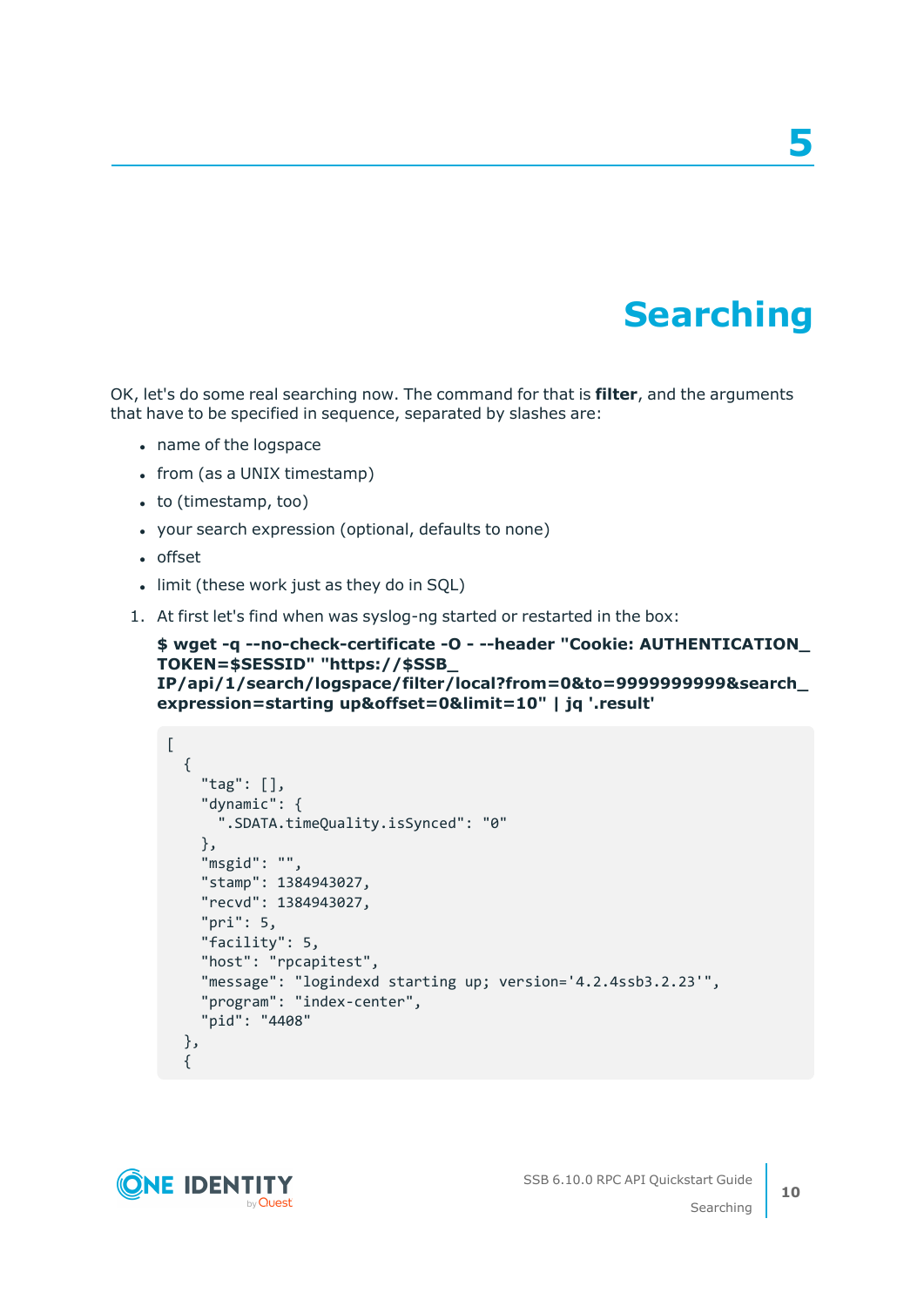# 5

# Searching

OK, let's do some real searching now. The command for that is **filter**, and the arguments that have to be specified in sequence, separated by slashes are:

- name of the logspace
- from (as a UNIX timestamp)
- to (timestamp, too)
- your search expression (optional, defaults to none)
- offset
- limit (these work just as they do in SQL)

1. At first let's find when was syslog-ng started or restarted in the box:

   **$ wget -q --no-check-certificate -O - --header "Cookie: AUTHENTICATION_TOKEN=$SESSID" "https://$SSB_IP/api/1/search/logspace/filter/local?from=0&to=9999999999&search_expression=starting up&offset=0&limit=10" | jq '.result'**

```
[
  {
    "tag": [],
    "dynamic": {
      ".SDATA.timeQuality.isSynced": "0"
    },
    "msgid": "",
    "stamp": 1384943027,
    "recvd": 1384943027,
    "pri": 5,
    "facility": 5,
    "host": "rpcapitest",
    "message": "logindexd starting up; version='4.2.4ssb3.2.23'",
    "program": "index-center",
    "pid": "4408"
  },
  {
```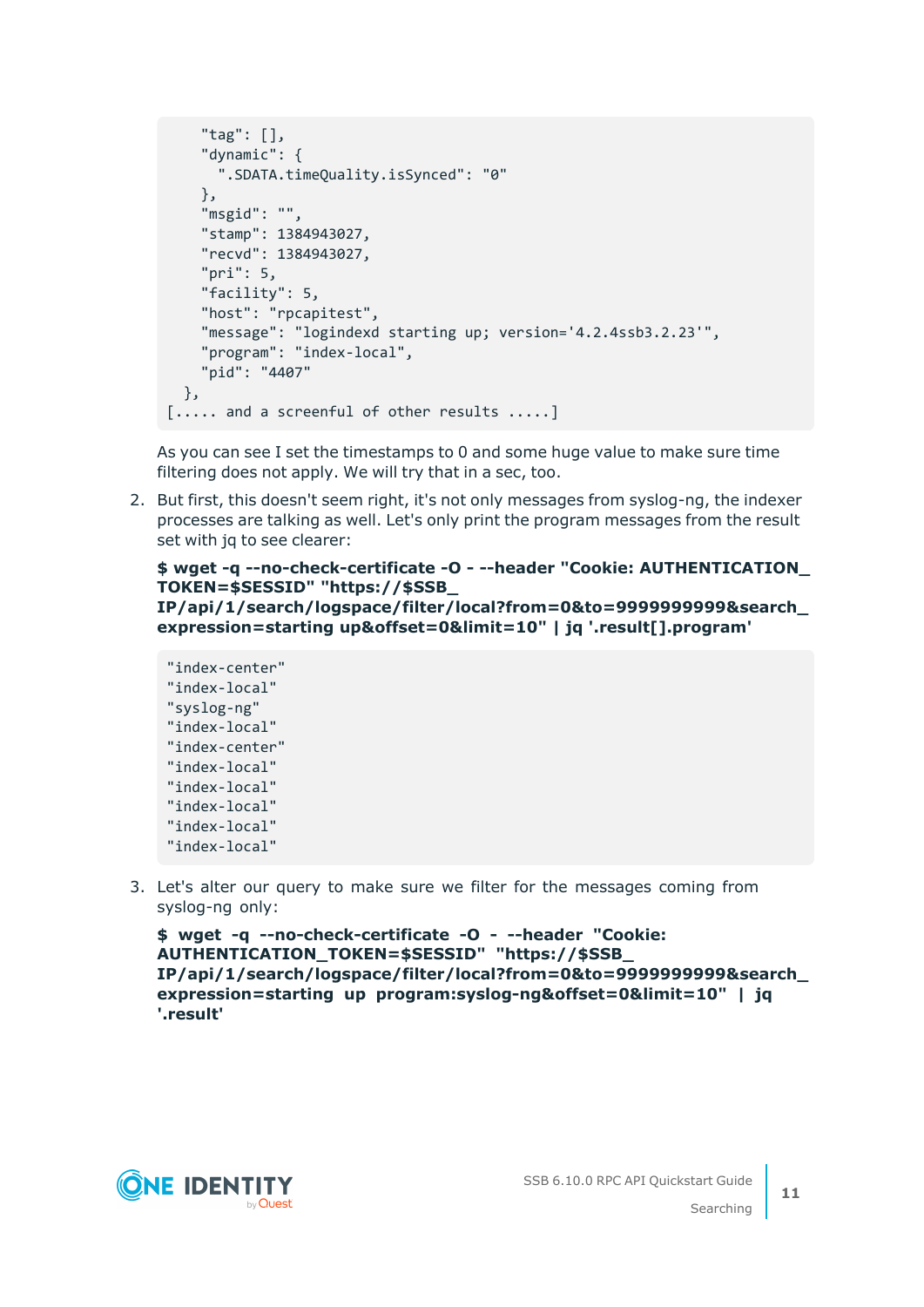```
    "tag": [],
    "dynamic": {
      ".SDATA.timeQuality.isSynced": "0"
    },
    "msgid": "",
    "stamp": 1384943027,
    "recvd": 1384943027,
    "pri": 5,
    "facility": 5,
    "host": "rpcapitest",
    "message": "logindexd starting up; version='4.2.4ssb3.2.23'",
    "program": "index-local",
    "pid": "4407"
  },
[..... and a screenful of other results .....]
```

As you can see I set the timestamps to 0 and some huge value to make sure time filtering does not apply. We will try that in a sec, too.

2. But first, this doesn't seem right, it's not only messages from syslog-ng, the indexer processes are talking as well. Let's only print the program messages from the result set with jq to see clearer:

   **$ wget -q --no-check-certificate -O - --header "Cookie: AUTHENTICATION_TOKEN=$SESSID" "https://$SSB_IP/api/1/search/logspace/filter/local?from=0&to=9999999999&search_expression=starting up&offset=0&limit=10" | jq '.result[].program'**

   ```
   "index-center"
   "index-local"
   "syslog-ng"
   "index-local"
   "index-center"
   "index-local"
   "index-local"
   "index-local"
   "index-local"
   "index-local"
   ```

3. Let's alter our query to make sure we filter for the messages coming from syslog-ng only:

   **$ wget -q --no-check-certificate -O - --header "Cookie: AUTHENTICATION_TOKEN=$SESSID" "https://$SSB_IP/api/1/search/logspace/filter/local?from=0&to=9999999999&search_expression=starting up program:syslog-ng&offset=0&limit=10" | jq '.result'**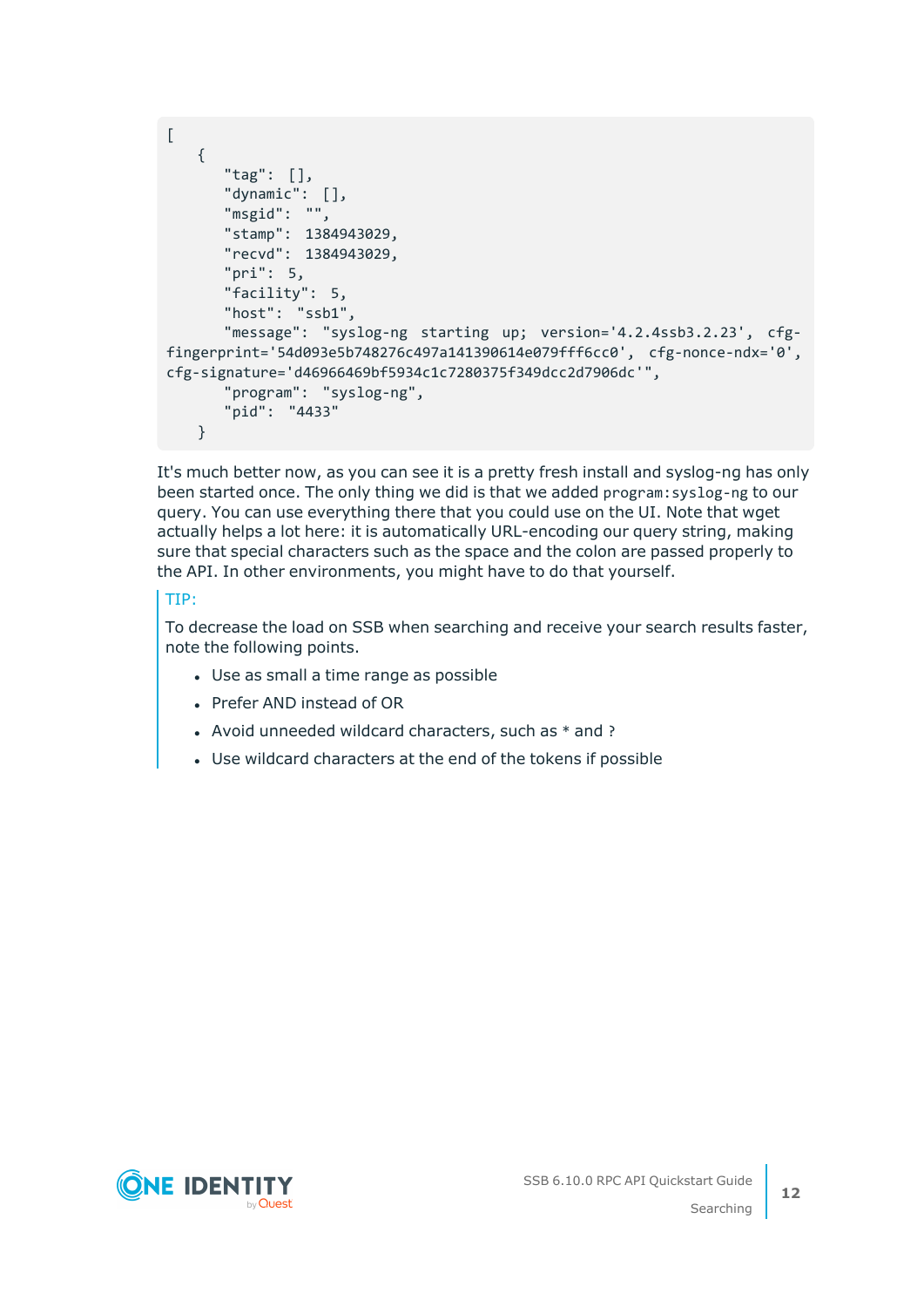```
[
    {
        "tag": [],
        "dynamic": [],
        "msgid": "",
        "stamp": 1384943029,
        "recvd": 1384943029,
        "pri": 5,
        "facility": 5,
        "host": "ssb1",
        "message": "syslog-ng starting up; version='4.2.4ssb3.2.23', cfg-fingerprint='54d093e5b748276c497a141390614e079fff6cc0', cfg-nonce-ndx='0', cfg-signature='d46966469bf5934c1c7280375f349dcc2d7906dc'",
        "program": "syslog-ng",
        "pid": "4433"
    }
```

It's much better now, as you can see it is a pretty fresh install and syslog-ng has only been started once. The only thing we did is that we added `program:syslog-ng` to our query. You can use everything there that you could use on the UI. Note that wget actually helps a lot here: it is automatically URL-encoding our query string, making sure that special characters such as the space and the colon are passed properly to the API. In other environments, you might have to do that yourself.

TIP:

To decrease the load on SSB when searching and receive your search results faster, note the following points.

- Use as small a time range as possible
- Prefer AND instead of OR
- Avoid unneeded wildcard characters, such as * and ?
- Use wildcard characters at the end of the tokens if possible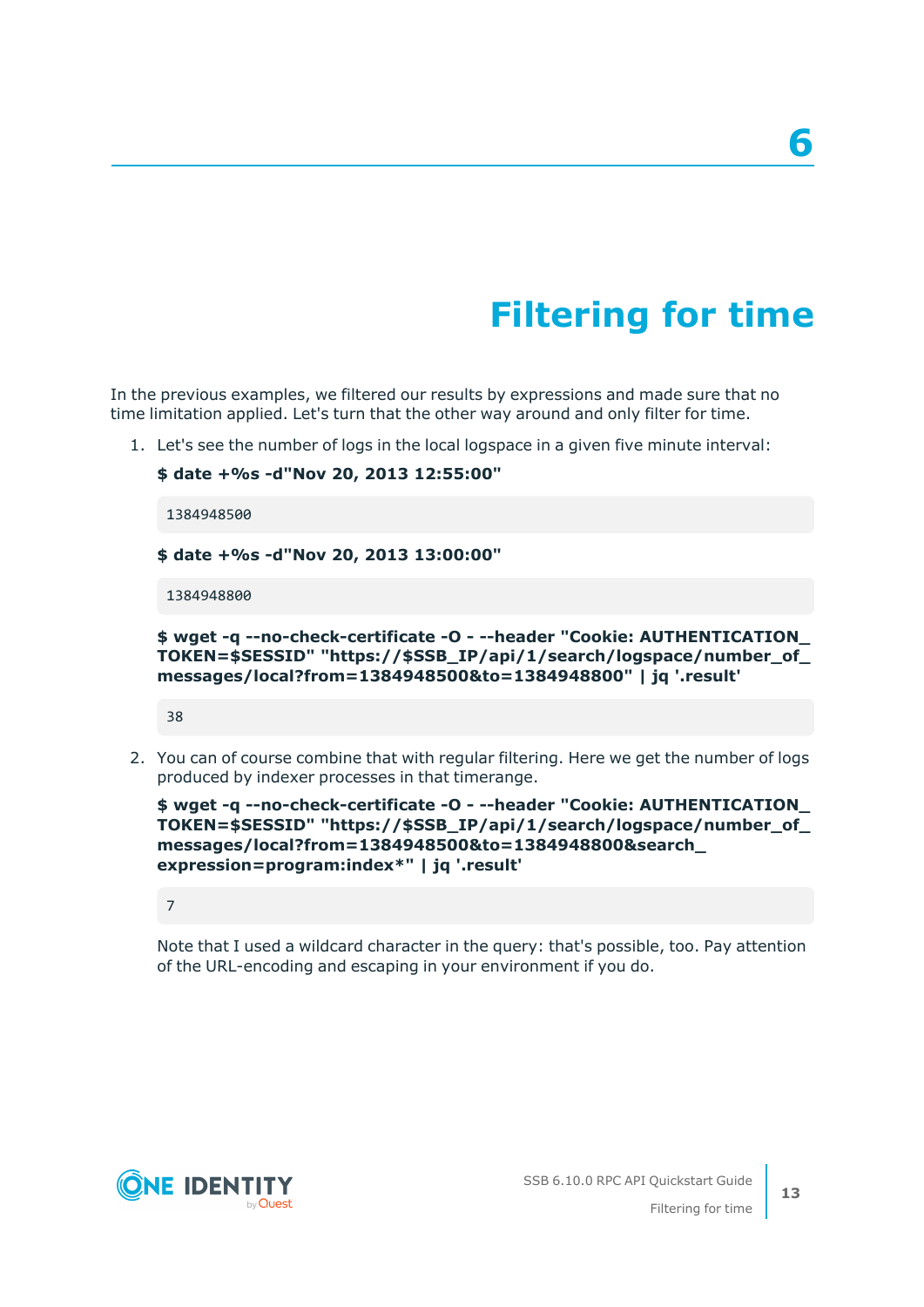# 6 Filtering for time

In the previous examples, we filtered our results by expressions and made sure that no time limitation applied. Let's turn that the other way around and only filter for time.

1. Let's see the number of logs in the local logspace in a given five minute interval:

   **$ date +%s -d"Nov 20, 2013 12:55:00"**

   ```
   1384948500
   ```

   **$ date +%s -d"Nov 20, 2013 13:00:00"**

   ```
   1384948800
   ```

   **$ wget -q --no-check-certificate -O - --header "Cookie: AUTHENTICATION_TOKEN=$SESSID" "https://$SSB_IP/api/1/search/logspace/number_of_messages/local?from=1384948500&to=1384948800" | jq '.result'**

   ```
   38
   ```

2. You can of course combine that with regular filtering. Here we get the number of logs produced by indexer processes in that timerange.

   **$ wget -q --no-check-certificate -O - --header "Cookie: AUTHENTICATION_TOKEN=$SESSID" "https://$SSB_IP/api/1/search/logspace/number_of_messages/local?from=1384948500&to=1384948800&search_expression=program:index*" | jq '.result'**

   ```
   7
   ```

   Note that I used a wildcard character in the query: that's possible, too. Pay attention of the URL-encoding and escaping in your environment if you do.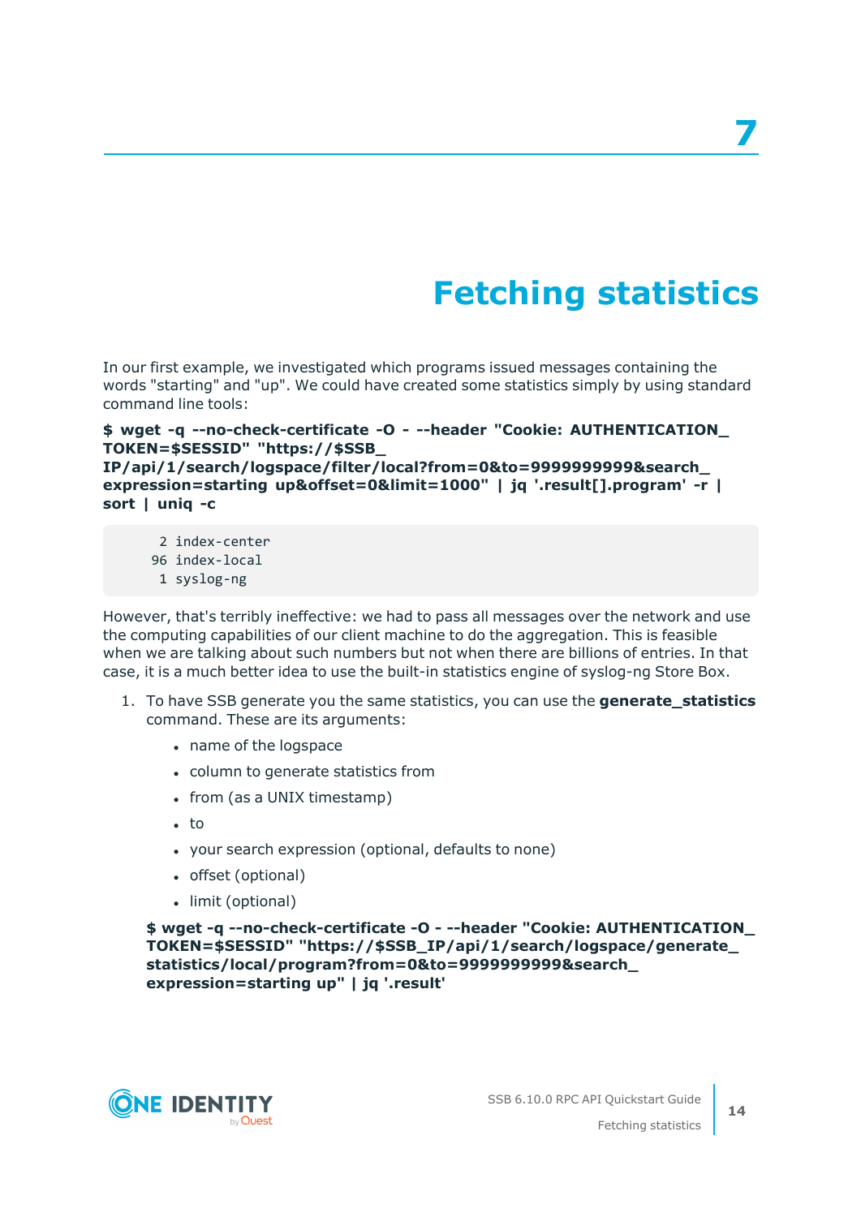# 7 Fetching statistics

In our first example, we investigated which programs issued messages containing the words "starting" and "up". We could have created some statistics simply by using standard command line tools:

```
$ wget -q --no-check-certificate -O - --header "Cookie: AUTHENTICATION_TOKEN=$SESSID" "https://$SSB_IP/api/1/search/logspace/filter/local?from=0&to=9999999999&search_expression=starting up&offset=0&limit=1000" | jq '.result[].program' -r | sort | uniq -c
```

```
      2 index-center
     96 index-local
      1 syslog-ng
```

However, that's terribly ineffective: we had to pass all messages over the network and use the computing capabilities of our client machine to do the aggregation. This is feasible when we are talking about such numbers but not when there are billions of entries. In that case, it is a much better idea to use the built-in statistics engine of syslog-ng Store Box.

1. To have SSB generate you the same statistics, you can use the **generate_statistics** command. These are its arguments:

   - name of the logspace
   - column to generate statistics from
   - from (as a UNIX timestamp)
   - to
   - your search expression (optional, defaults to none)
   - offset (optional)
   - limit (optional)

   ```
   $ wget -q --no-check-certificate -O - --header "Cookie: AUTHENTICATION_TOKEN=$SESSID" "https://$SSB_IP/api/1/search/logspace/generate_statistics/local/program?from=0&to=9999999999&search_expression=starting up" | jq '.result'
   ```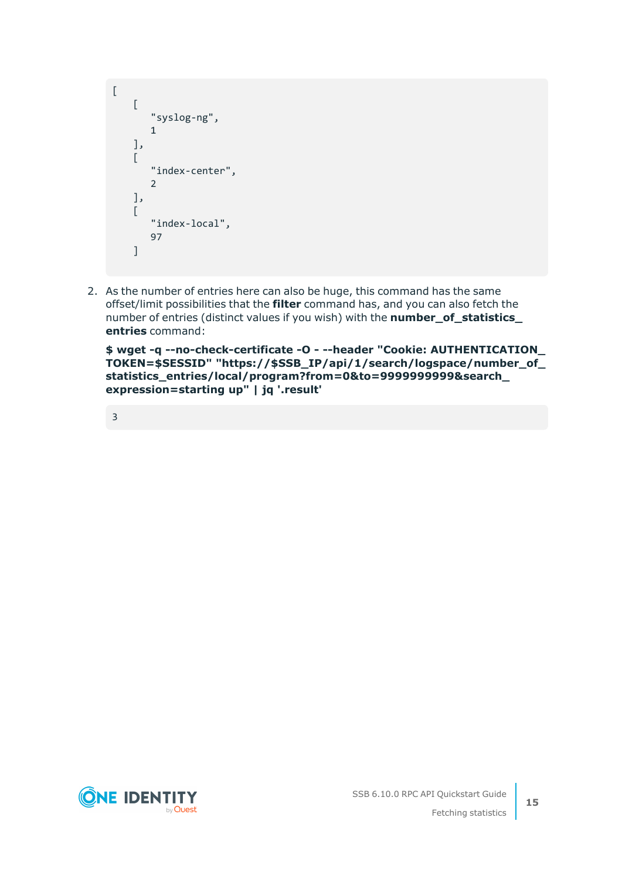```
[
    [
       "syslog-ng",
       1
    ],
    [
       "index-center",
       2
    ],
    [
       "index-local",
       97
    ]
```

2. As the number of entries here can also be huge, this command has the same offset/limit possibilities that the **filter** command has, and you can also fetch the number of entries (distinct values if you wish) with the **number_of_statistics_entries** command:

   **$ wget -q --no-check-certificate -O - --header "Cookie: AUTHENTICATION_TOKEN=$SESSID" "https://$SSB_IP/api/1/search/logspace/number_of_statistics_entries/local/program?from=0&to=9999999999&search_expression=starting up" | jq '.result'**

   ```
   3
   ```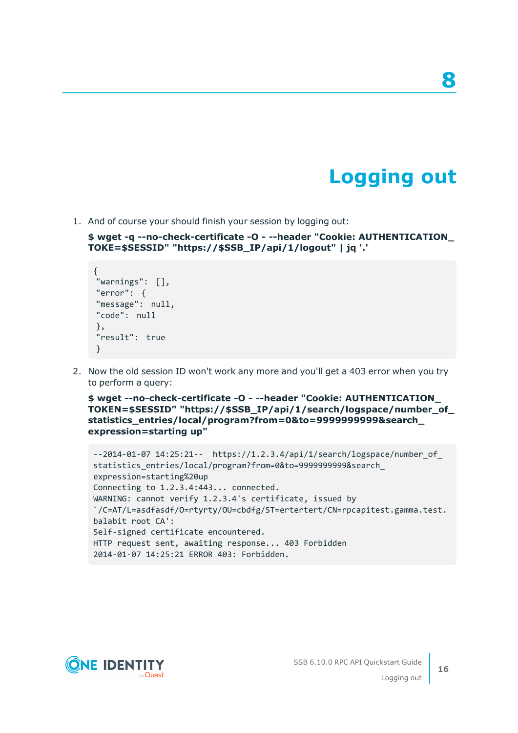# 8

# Logging out

1. And of course your should finish your session by logging out:

   **$ wget -q --no-check-certificate -O - --header "Cookie: AUTHENTICATION_TOKE=$SESSID" "https://$SSB_IP/api/1/logout" | jq '.'**

   ```
   {
   "warnings": [],
   "error": {
   "message": null,
   "code": null
   },
   "result": true
   }
   ```

2. Now the old session ID won't work any more and you'll get a 403 error when you try to perform a query:

   **$ wget --no-check-certificate -O - --header "Cookie: AUTHENTICATION_TOKEN=$SESSID" "https://$SSB_IP/api/1/search/logspace/number_of_statistics_entries/local/program?from=0&to=9999999999&search_expression=starting up"**

   ```
   --2014-01-07 14:25:21--  https://1.2.3.4/api/1/search/logspace/number_of_
   statistics_entries/local/program?from=0&to=9999999999&search_
   expression=starting%20up
   Connecting to 1.2.3.4:443... connected.
   WARNING: cannot verify 1.2.3.4's certificate, issued by
   `/C=AT/L=asdfasdf/O=rtyrty/OU=cbdfg/ST=ertertert/CN=rpcapitest.gamma.test.
   balabit root CA':
   Self-signed certificate encountered.
   HTTP request sent, awaiting response... 403 Forbidden
   2014-01-07 14:25:21 ERROR 403: Forbidden.
   ```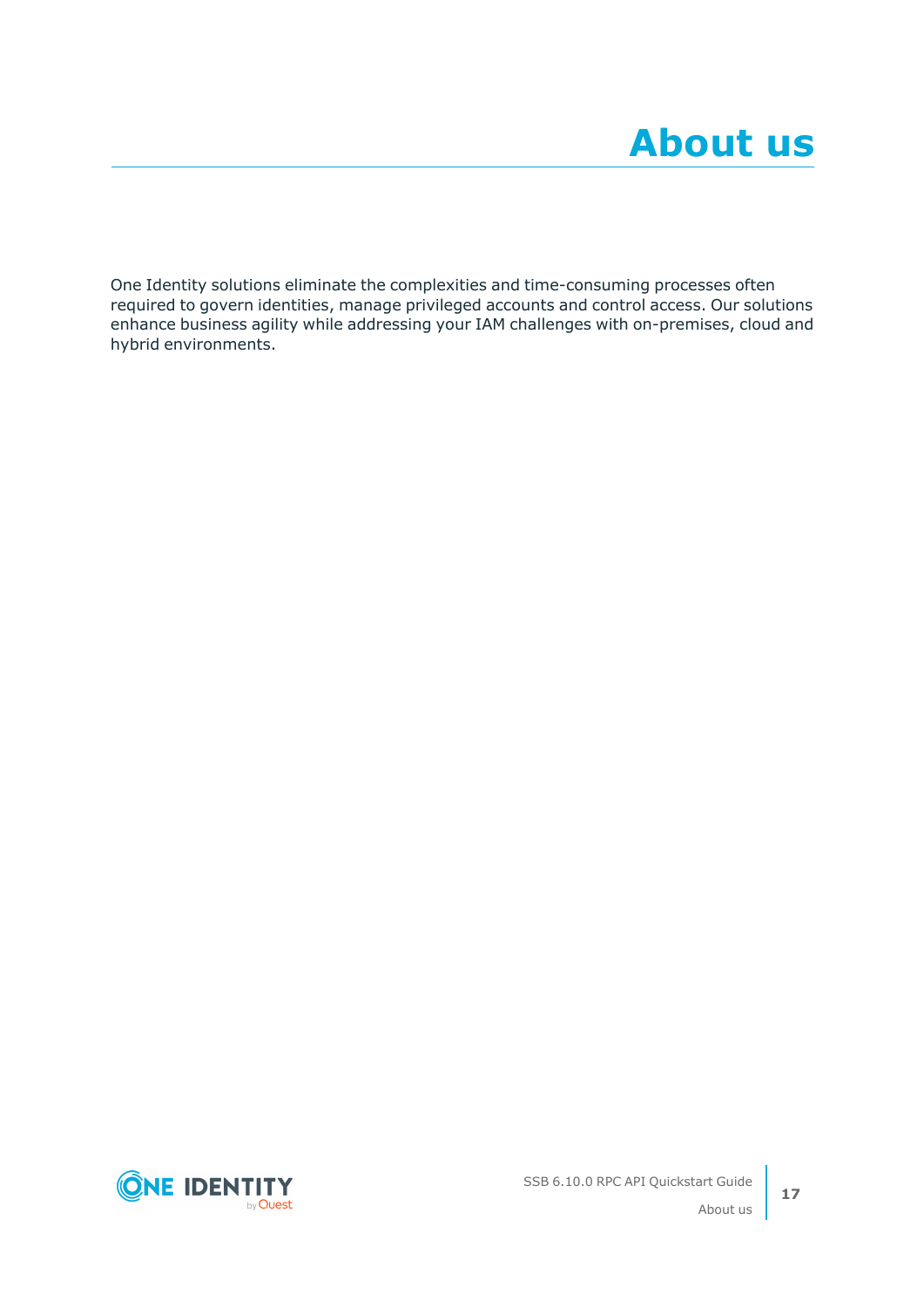# About us

One Identity solutions eliminate the complexities and time-consuming processes often required to govern identities, manage privileged accounts and control access. Our solutions enhance business agility while addressing your IAM challenges with on-premises, cloud and hybrid environments.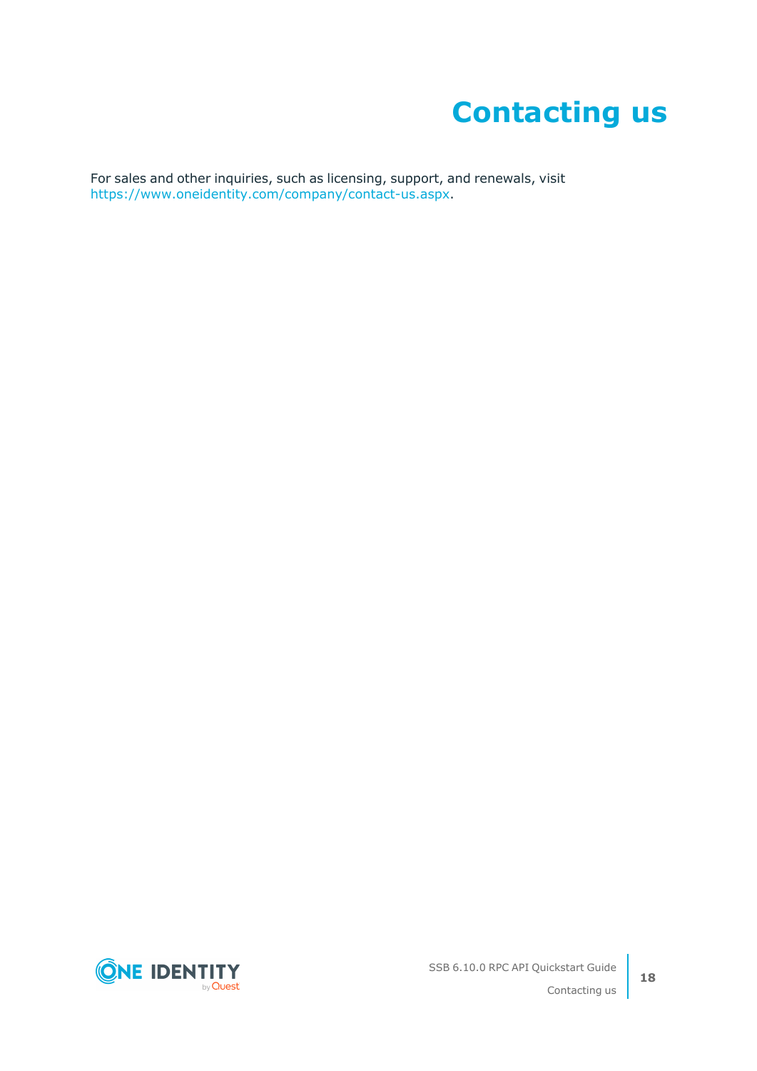# Contacting us

For sales and other inquiries, such as licensing, support, and renewals, visit https://www.oneidentity.com/company/contact-us.aspx.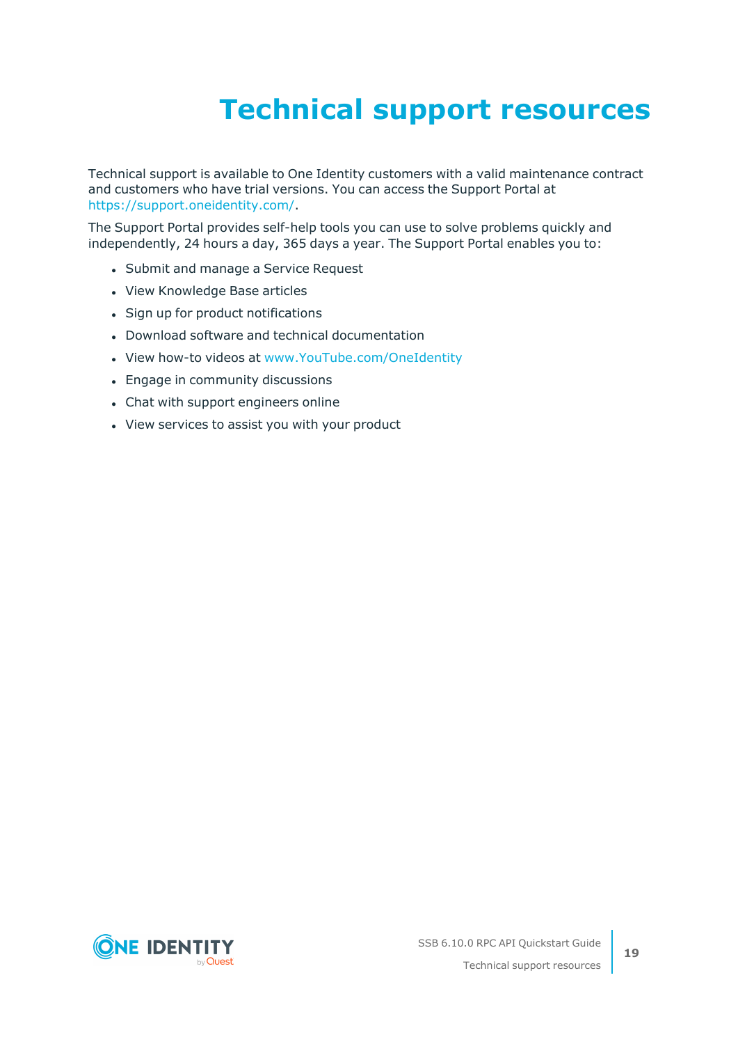# Technical support resources

Technical support is available to One Identity customers with a valid maintenance contract and customers who have trial versions. You can access the Support Portal at https://support.oneidentity.com/.

The Support Portal provides self-help tools you can use to solve problems quickly and independently, 24 hours a day, 365 days a year. The Support Portal enables you to:

- Submit and manage a Service Request
- View Knowledge Base articles
- Sign up for product notifications
- Download software and technical documentation
- View how-to videos at www.YouTube.com/OneIdentity
- Engage in community discussions
- Chat with support engineers online
- View services to assist you with your product